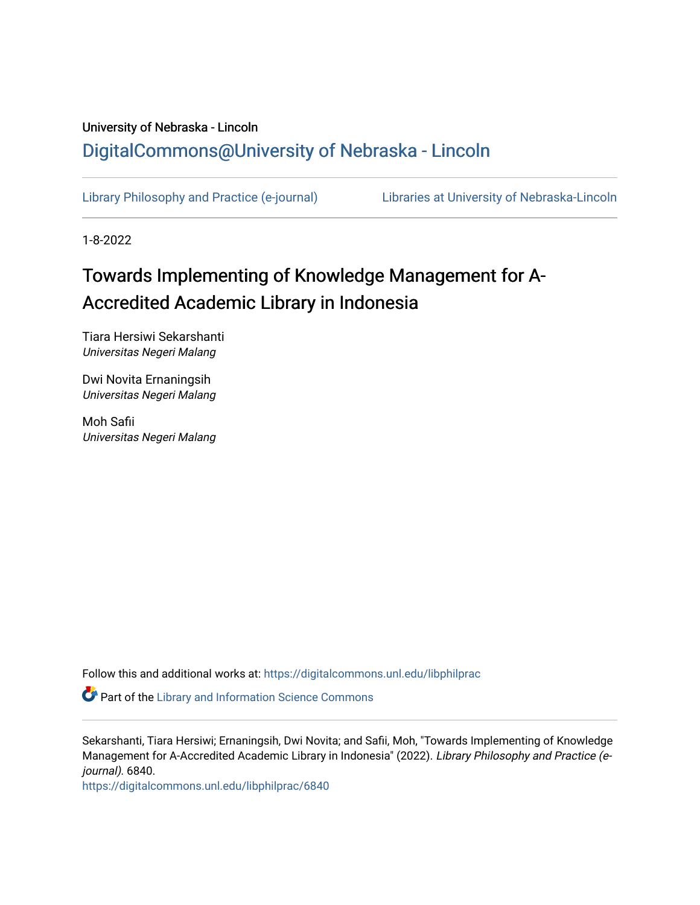University of Nebraska - Lincoln

## DigitalCommons@University of Nebraska - Lincoln

Library Philosophy and Practice (e-journal) | Libraries at University of Nebraska-Lincoln

1-8-2022

# Towards Implementing of Knowledge Management for A-Accredited Academic Library in Indonesia

Tiara Hersiwi Sekarshanti
*Universitas Negeri Malang*

Dwi Novita Ernaningsih
*Universitas Negeri Malang*

Moh Safii
*Universitas Negeri Malang*

Follow this and additional works at: https://digitalcommons.unl.edu/libphilprac

Part of the Library and Information Science Commons

Sekarshanti, Tiara Hersiwi; Ernaningsih, Dwi Novita; and Safii, Moh, "Towards Implementing of Knowledge Management for A-Accredited Academic Library in Indonesia" (2022). *Library Philosophy and Practice (e-journal)*. 6840.
https://digitalcommons.unl.edu/libphilprac/6840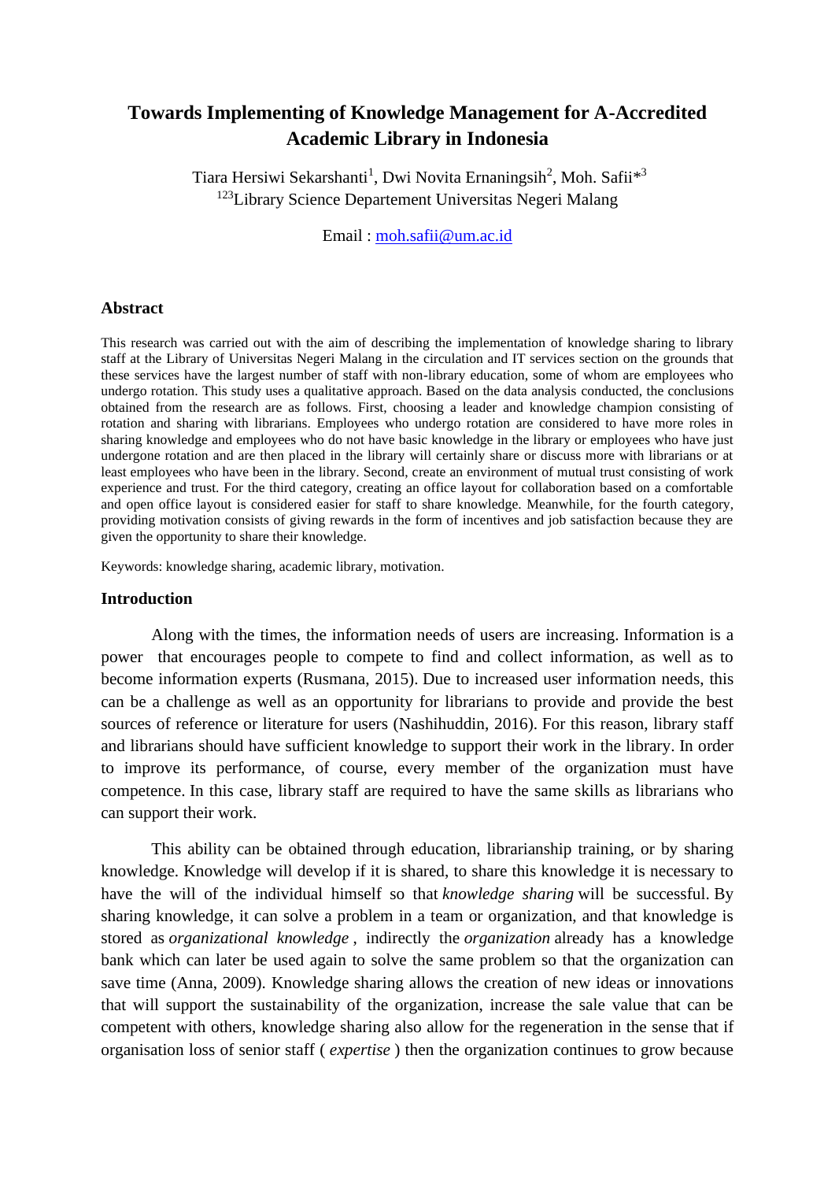# Towards Implementing of Knowledge Management for A-Accredited Academic Library in Indonesia

Tiara Hersiwi Sekarshanti[1], Dwi Novita Ernaningsih[2], Moh. Safii*[3]

[123]Library Science Departement Universitas Negeri Malang

Email : moh.safii@um.ac.id

## Abstract

This research was carried out with the aim of describing the implementation of knowledge sharing to library staff at the Library of Universitas Negeri Malang in the circulation and IT services section on the grounds that these services have the largest number of staff with non-library education, some of whom are employees who undergo rotation. This study uses a qualitative approach. Based on the data analysis conducted, the conclusions obtained from the research are as follows. First, choosing a leader and knowledge champion consisting of rotation and sharing with librarians. Employees who undergo rotation are considered to have more roles in sharing knowledge and employees who do not have basic knowledge in the library or employees who have just undergone rotation and are then placed in the library will certainly share or discuss more with librarians or at least employees who have been in the library. Second, create an environment of mutual trust consisting of work experience and trust. For the third category, creating an office layout for collaboration based on a comfortable and open office layout is considered easier for staff to share knowledge. Meanwhile, for the fourth category, providing motivation consists of giving rewards in the form of incentives and job satisfaction because they are given the opportunity to share their knowledge.

Keywords: knowledge sharing, academic library, motivation.

## Introduction

Along with the times, the information needs of users are increasing. Information is a power that encourages people to compete to find and collect information, as well as to become information experts (Rusmana, 2015). Due to increased user information needs, this can be a challenge as well as an opportunity for librarians to provide and provide the best sources of reference or literature for users (Nashihuddin, 2016). For this reason, library staff and librarians should have sufficient knowledge to support their work in the library. In order to improve its performance, of course, every member of the organization must have competence. In this case, library staff are required to have the same skills as librarians who can support their work.

This ability can be obtained through education, librarianship training, or by sharing knowledge. Knowledge will develop if it is shared, to share this knowledge it is necessary to have the will of the individual himself so that *knowledge sharing* will be successful. By sharing knowledge, it can solve a problem in a team or organization, and that knowledge is stored as *organizational knowledge* , indirectly the *organization* already has a knowledge bank which can later be used again to solve the same problem so that the organization can save time (Anna, 2009). Knowledge sharing allows the creation of new ideas or innovations that will support the sustainability of the organization, increase the sale value that can be competent with others, knowledge sharing also allow for the regeneration in the sense that if organisation loss of senior staff ( *expertise* ) then the organization continues to grow because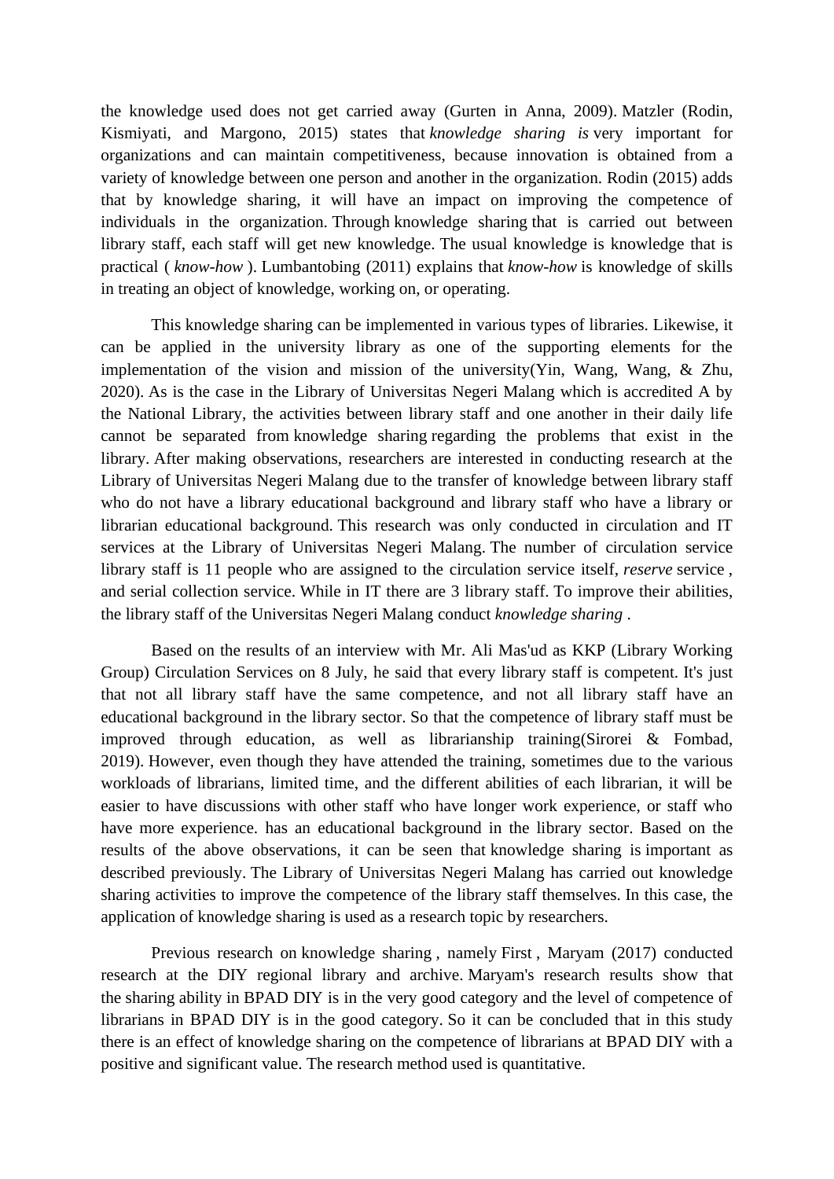the knowledge used does not get carried away (Gurten in Anna, 2009). Matzler (Rodin, Kismiyati, and Margono, 2015) states that *knowledge sharing is* very important for organizations and can maintain competitiveness, because innovation is obtained from a variety of knowledge between one person and another in the organization. Rodin (2015) adds that by knowledge sharing, it will have an impact on improving the competence of individuals in the organization. Through knowledge sharing that is carried out between library staff, each staff will get new knowledge. The usual knowledge is knowledge that is practical ( *know-how* ). Lumbantobing (2011) explains that *know-how* is knowledge of skills in treating an object of knowledge, working on, or operating.

This knowledge sharing can be implemented in various types of libraries. Likewise, it can be applied in the university library as one of the supporting elements for the implementation of the vision and mission of the university(Yin, Wang, Wang, & Zhu, 2020). As is the case in the Library of Universitas Negeri Malang which is accredited A by the National Library, the activities between library staff and one another in their daily life cannot be separated from knowledge sharing regarding the problems that exist in the library. After making observations, researchers are interested in conducting research at the Library of Universitas Negeri Malang due to the transfer of knowledge between library staff who do not have a library educational background and library staff who have a library or librarian educational background. This research was only conducted in circulation and IT services at the Library of Universitas Negeri Malang. The number of circulation service library staff is 11 people who are assigned to the circulation service itself, *reserve* service , and serial collection service. While in IT there are 3 library staff. To improve their abilities, the library staff of the Universitas Negeri Malang conduct *knowledge sharing* .

Based on the results of an interview with Mr. Ali Mas'ud as KKP (Library Working Group) Circulation Services on 8 July, he said that every library staff is competent. It's just that not all library staff have the same competence, and not all library staff have an educational background in the library sector. So that the competence of library staff must be improved through education, as well as librarianship training(Sirorei & Fombad, 2019). However, even though they have attended the training, sometimes due to the various workloads of librarians, limited time, and the different abilities of each librarian, it will be easier to have discussions with other staff who have longer work experience, or staff who have more experience. has an educational background in the library sector. Based on the results of the above observations, it can be seen that knowledge sharing is important as described previously. The Library of Universitas Negeri Malang has carried out knowledge sharing activities to improve the competence of the library staff themselves. In this case, the application of knowledge sharing is used as a research topic by researchers.

Previous research on knowledge sharing , namely First , Maryam (2017) conducted research at the DIY regional library and archive. Maryam's research results show that the sharing ability in BPAD DIY is in the very good category and the level of competence of librarians in BPAD DIY is in the good category. So it can be concluded that in this study there is an effect of knowledge sharing on the competence of librarians at BPAD DIY with a positive and significant value. The research method used is quantitative.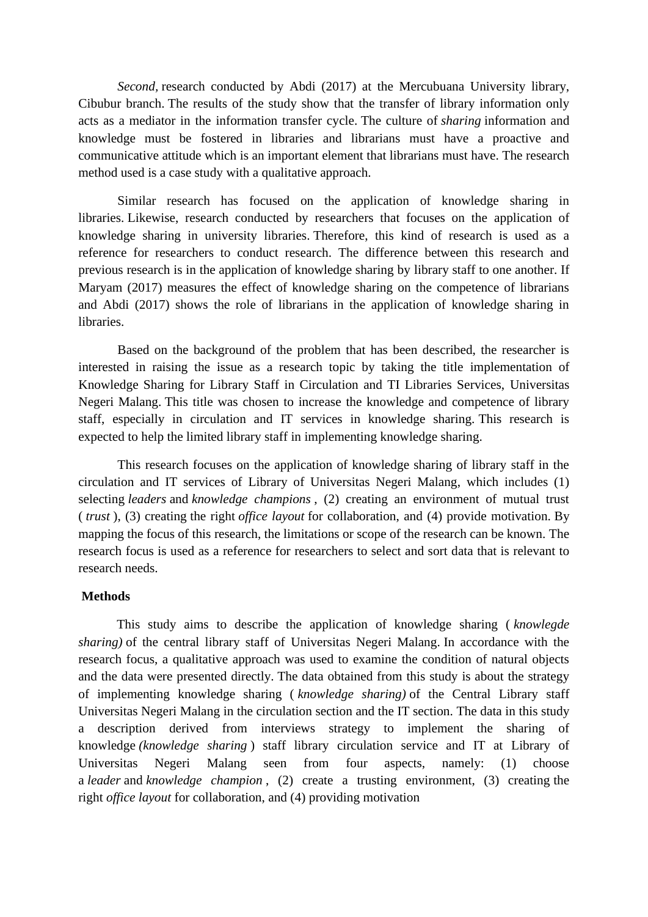*Second,* research conducted by Abdi (2017) at the Mercubuana University library, Cibubur branch. The results of the study show that the transfer of library information only acts as a mediator in the information transfer cycle. The culture of *sharing* information and knowledge must be fostered in libraries and librarians must have a proactive and communicative attitude which is an important element that librarians must have. The research method used is a case study with a qualitative approach.

Similar research has focused on the application of knowledge sharing in libraries. Likewise, research conducted by researchers that focuses on the application of knowledge sharing in university libraries. Therefore, this kind of research is used as a reference for researchers to conduct research. The difference between this research and previous research is in the application of knowledge sharing by library staff to one another. If Maryam (2017) measures the effect of knowledge sharing on the competence of librarians and Abdi (2017) shows the role of librarians in the application of knowledge sharing in libraries.

Based on the background of the problem that has been described, the researcher is interested in raising the issue as a research topic by taking the title implementation of Knowledge Sharing for Library Staff in Circulation and TI Libraries Services, Universitas Negeri Malang. This title was chosen to increase the knowledge and competence of library staff, especially in circulation and IT services in knowledge sharing. This research is expected to help the limited library staff in implementing knowledge sharing.

This research focuses on the application of knowledge sharing of library staff in the circulation and IT services of Library of Universitas Negeri Malang, which includes (1) selecting *leaders* and *knowledge champions* , (2) creating an environment of mutual trust ( *trust* ), (3) creating the right *office layout* for collaboration, and (4) provide motivation. By mapping the focus of this research, the limitations or scope of the research can be known. The research focus is used as a reference for researchers to select and sort data that is relevant to research needs.

**Methods**

This study aims to describe the application of knowledge sharing ( *knowlegde sharing)* of the central library staff of Universitas Negeri Malang. In accordance with the research focus, a qualitative approach was used to examine the condition of natural objects and the data were presented directly. The data obtained from this study is about the strategy of implementing knowledge sharing ( *knowledge sharing)* of the Central Library staff Universitas Negeri Malang in the circulation section and the IT section. The data in this study a description derived from interviews strategy to implement the sharing of knowledge *(knowledge sharing* ) staff library circulation service and IT at Library of Universitas Negeri Malang seen from four aspects, namely: (1) choose a *leader* and *knowledge champion* , (2) create a trusting environment, (3) creating the right *office layout* for collaboration, and (4) providing motivation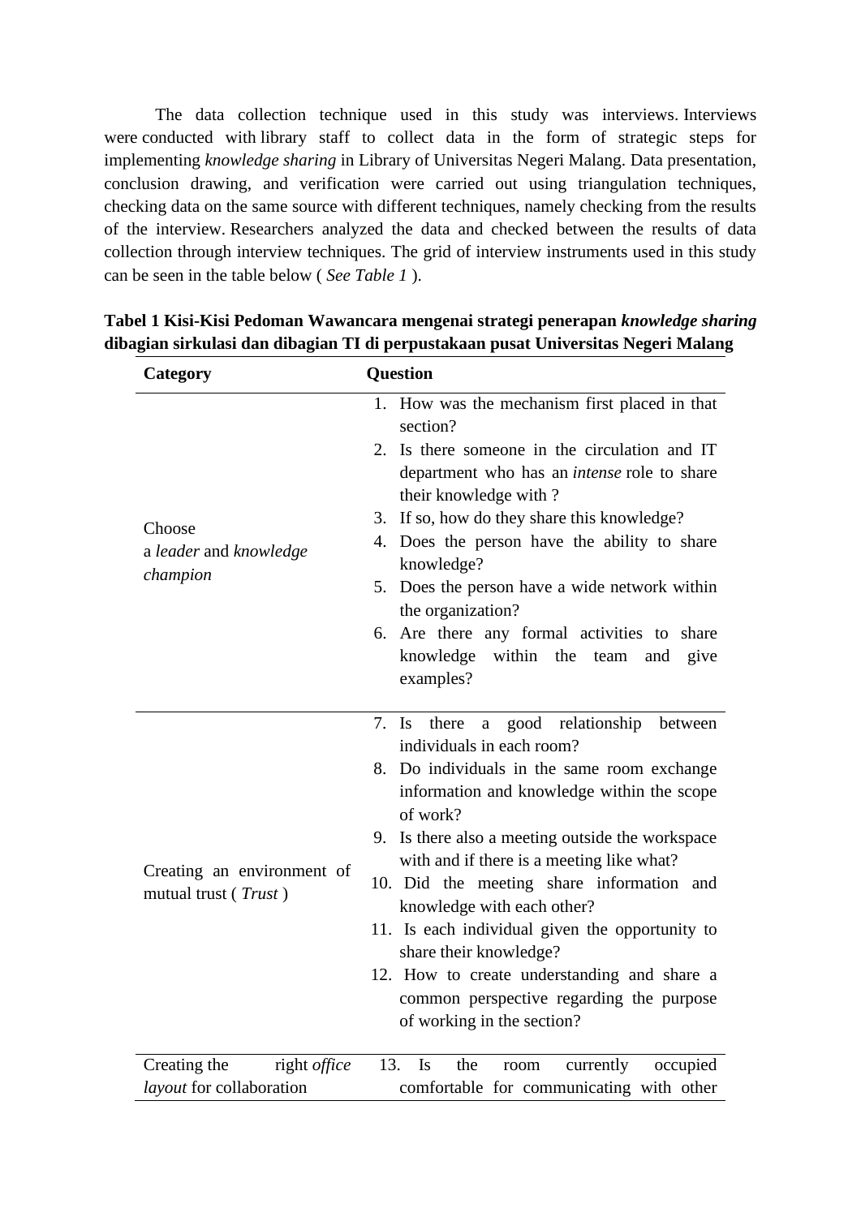The data collection technique used in this study was interviews. Interviews were conducted with library staff to collect data in the form of strategic steps for implementing *knowledge sharing* in Library of Universitas Negeri Malang. Data presentation, conclusion drawing, and verification were carried out using triangulation techniques, checking data on the same source with different techniques, namely checking from the results of the interview. Researchers analyzed the data and checked between the results of data collection through interview techniques. The grid of interview instruments used in this study can be seen in the table below ( *See Table 1* ).

**Tabel 1 Kisi-Kisi Pedoman Wawancara mengenai strategi penerapan *knowledge sharing* dibagian sirkulasi dan dibagian TI di perpustakaan pusat Universitas Negeri Malang**

| Category | Question |
|---|---|
| Choose a *leader* and *knowledge champion* | 1. How was the mechanism first placed in that section?<br>2. Is there someone in the circulation and IT department who has an *intense* role to share their knowledge with ?<br>3. If so, how do they share this knowledge?<br>4. Does the person have the ability to share knowledge?<br>5. Does the person have a wide network within the organization?<br>6. Are there any formal activities to share knowledge within the team and give examples? |
| Creating an environment of mutual trust ( *Trust* ) | 7. Is there a good relationship between individuals in each room?<br>8. Do individuals in the same room exchange information and knowledge within the scope of work?<br>9. Is there also a meeting outside the workspace with and if there is a meeting like what?<br>10. Did the meeting share information and knowledge with each other?<br>11. Is each individual given the opportunity to share their knowledge?<br>12. How to create understanding and share a common perspective regarding the purpose of working in the section? |
| Creating the right *office layout* for collaboration | 13. Is the room currently occupied comfortable for communicating with other |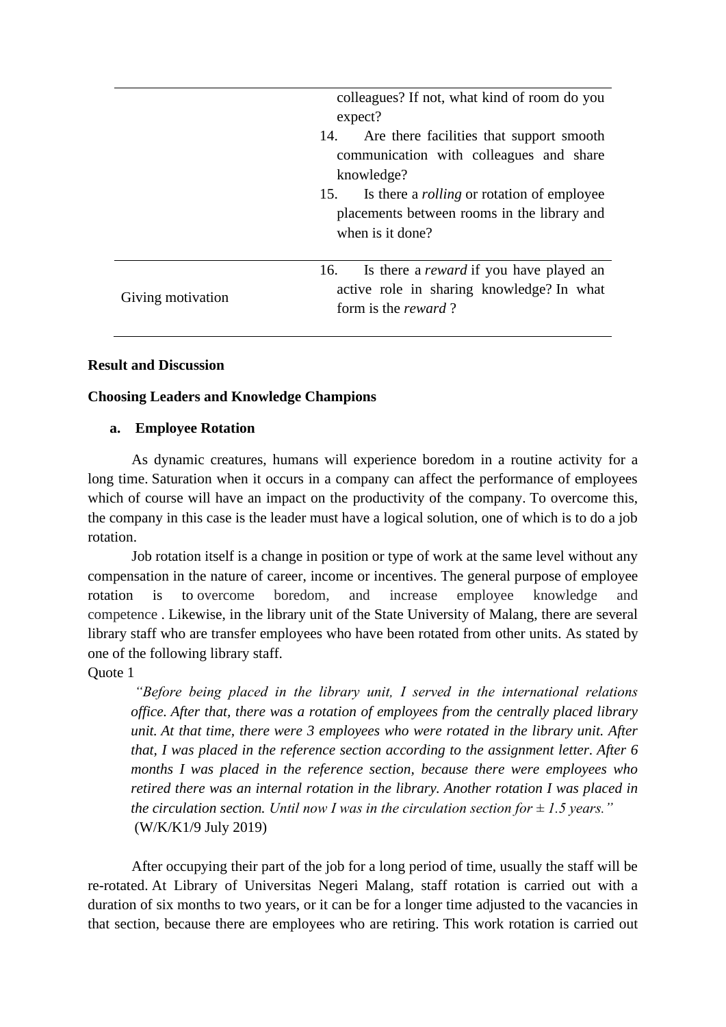| | |
|---|---|
| | colleagues? If not, what kind of room do you expect?<br>14. Are there facilities that support smooth communication with colleagues and share knowledge?<br>15. Is there a *rolling* or rotation of employee placements between rooms in the library and when is it done? |
| Giving motivation | 16. Is there a *reward* if you have played an active role in sharing knowledge? In what form is the *reward* ? |

**Result and Discussion**

**Choosing Leaders and Knowledge Champions**

**a. Employee Rotation**

As dynamic creatures, humans will experience boredom in a routine activity for a long time. Saturation when it occurs in a company can affect the performance of employees which of course will have an impact on the productivity of the company. To overcome this, the company in this case is the leader must have a logical solution, one of which is to do a job rotation.

Job rotation itself is a change in position or type of work at the same level without any compensation in the nature of career, income or incentives. The general purpose of employee rotation is to overcome boredom, and increase employee knowledge and competence . Likewise, in the library unit of the State University of Malang, there are several library staff who are transfer employees who have been rotated from other units. As stated by one of the following library staff.

Quote 1

> *"Before being placed in the library unit, I served in the international relations office. After that, there was a rotation of employees from the centrally placed library unit. At that time, there were 3 employees who were rotated in the library unit. After that, I was placed in the reference section according to the assignment letter. After 6 months I was placed in the reference section, because there were employees who retired there was an internal rotation in the library. Another rotation I was placed in the circulation section. Until now I was in the circulation section for ± 1.5 years."*
> (W/K/K1/9 July 2019)

After occupying their part of the job for a long period of time, usually the staff will be re-rotated. At Library of Universitas Negeri Malang, staff rotation is carried out with a duration of six months to two years, or it can be for a longer time adjusted to the vacancies in that section, because there are employees who are retiring. This work rotation is carried out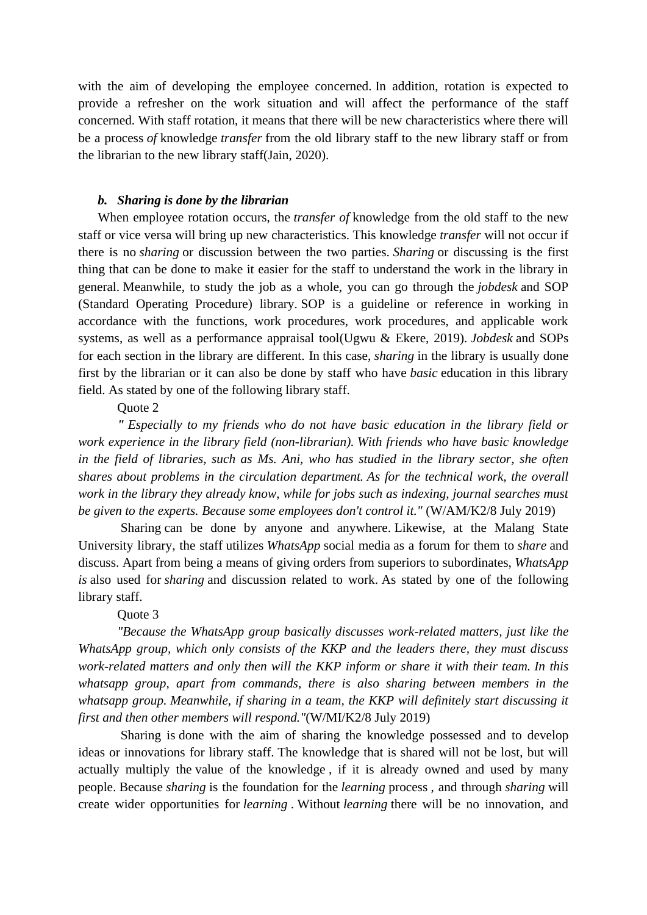with the aim of developing the employee concerned. In addition, rotation is expected to provide a refresher on the work situation and will affect the performance of the staff concerned. With staff rotation, it means that there will be new characteristics where there will be a process *of* knowledge *transfer* from the old library staff to the new library staff or from the librarian to the new library staff(Jain, 2020).

### *b. Sharing is done by the librarian*

When employee rotation occurs, the *transfer of* knowledge from the old staff to the new staff or vice versa will bring up new characteristics. This knowledge *transfer* will not occur if there is no *sharing* or discussion between the two parties. *Sharing* or discussing is the first thing that can be done to make it easier for the staff to understand the work in the library in general. Meanwhile, to study the job as a whole, you can go through the *jobdesk* and SOP (Standard Operating Procedure) library. SOP is a guideline or reference in working in accordance with the functions, work procedures, work procedures, and applicable work systems, as well as a performance appraisal tool(Ugwu & Ekere, 2019). *Jobdesk* and SOPs for each section in the library are different. In this case, *sharing* in the library is usually done first by the librarian or it can also be done by staff who have *basic* education in this library field. As stated by one of the following library staff.

Quote 2

*" Especially to my friends who do not have basic education in the library field or work experience in the library field (non-librarian). With friends who have basic knowledge in the field of libraries, such as Ms. Ani, who has studied in the library sector, she often shares about problems in the circulation department. As for the technical work, the overall work in the library they already know, while for jobs such as indexing, journal searches must be given to the experts. Because some employees don't control it."* (W/AM/K2/8 July 2019)

Sharing can be done by anyone and anywhere. Likewise, at the Malang State University library, the staff utilizes *WhatsApp* social media as a forum for them to *share* and discuss. Apart from being a means of giving orders from superiors to subordinates, *WhatsApp is* also used for *sharing* and discussion related to work. As stated by one of the following library staff.

Quote 3

*"Because the WhatsApp group basically discusses work-related matters, just like the WhatsApp group, which only consists of the KKP and the leaders there, they must discuss work-related matters and only then will the KKP inform or share it with their team. In this whatsapp group, apart from commands, there is also sharing between members in the whatsapp group. Meanwhile, if sharing in a team, the KKP will definitely start discussing it first and then other members will respond."*(W/MI/K2/8 July 2019)

Sharing is done with the aim of sharing the knowledge possessed and to develop ideas or innovations for library staff. The knowledge that is shared will not be lost, but will actually multiply the value of the knowledge , if it is already owned and used by many people. Because *sharing* is the foundation for the *learning* process , and through *sharing* will create wider opportunities for *learning* . Without *learning* there will be no innovation, and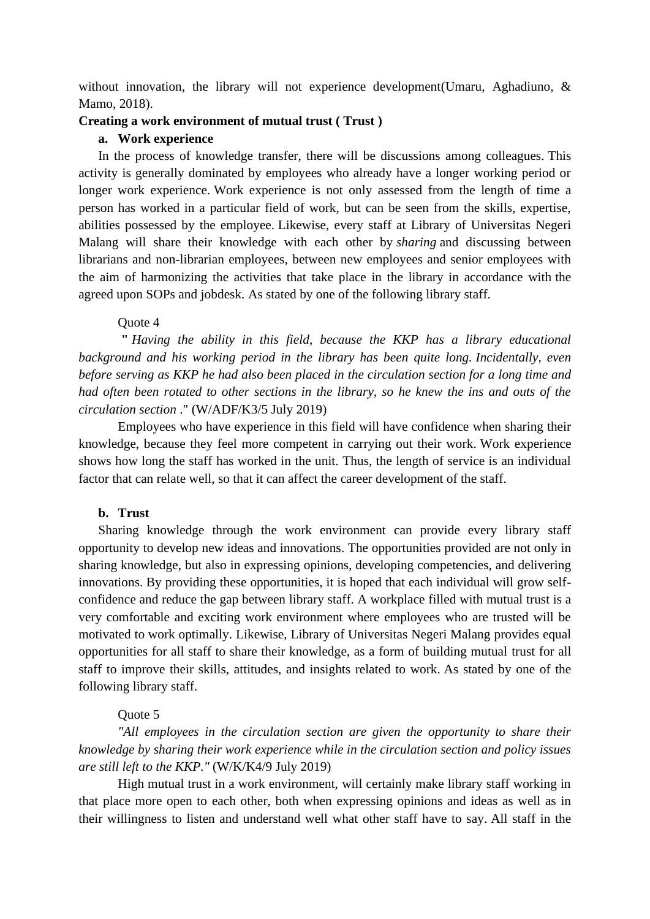without innovation, the library will not experience development(Umaru, Aghadiuno, & Mamo, 2018).

**Creating a work environment of mutual trust ( Trust )**

**a. Work experience**

In the process of knowledge transfer, there will be discussions among colleagues. This activity is generally dominated by employees who already have a longer working period or longer work experience. Work experience is not only assessed from the length of time a person has worked in a particular field of work, but can be seen from the skills, expertise, abilities possessed by the employee. Likewise, every staff at Library of Universitas Negeri Malang will share their knowledge with each other by *sharing* and discussing between librarians and non-librarian employees, between new employees and senior employees with the aim of harmonizing the activities that take place in the library in accordance with the agreed upon SOPs and jobdesk. As stated by one of the following library staff.

Quote 4

**"** *Having the ability in this field, because the KKP has a library educational background and his working period in the library has been quite long. Incidentally, even before serving as KKP he had also been placed in the circulation section for a long time and had often been rotated to other sections in the library, so he knew the ins and outs of the circulation section* ." (W/ADF/K3/5 July 2019)

Employees who have experience in this field will have confidence when sharing their knowledge, because they feel more competent in carrying out their work. Work experience shows how long the staff has worked in the unit. Thus, the length of service is an individual factor that can relate well, so that it can affect the career development of the staff.

**b. Trust**

Sharing knowledge through the work environment can provide every library staff opportunity to develop new ideas and innovations. The opportunities provided are not only in sharing knowledge, but also in expressing opinions, developing competencies, and delivering innovations. By providing these opportunities, it is hoped that each individual will grow self-confidence and reduce the gap between library staff. A workplace filled with mutual trust is a very comfortable and exciting work environment where employees who are trusted will be motivated to work optimally. Likewise, Library of Universitas Negeri Malang provides equal opportunities for all staff to share their knowledge, as a form of building mutual trust for all staff to improve their skills, attitudes, and insights related to work. As stated by one of the following library staff.

Quote 5

*"All employees in the circulation section are given the opportunity to share their knowledge by sharing their work experience while in the circulation section and policy issues are still left to the KKP."* (W/K/K4/9 July 2019)

High mutual trust in a work environment, will certainly make library staff working in that place more open to each other, both when expressing opinions and ideas as well as in their willingness to listen and understand well what other staff have to say. All staff in the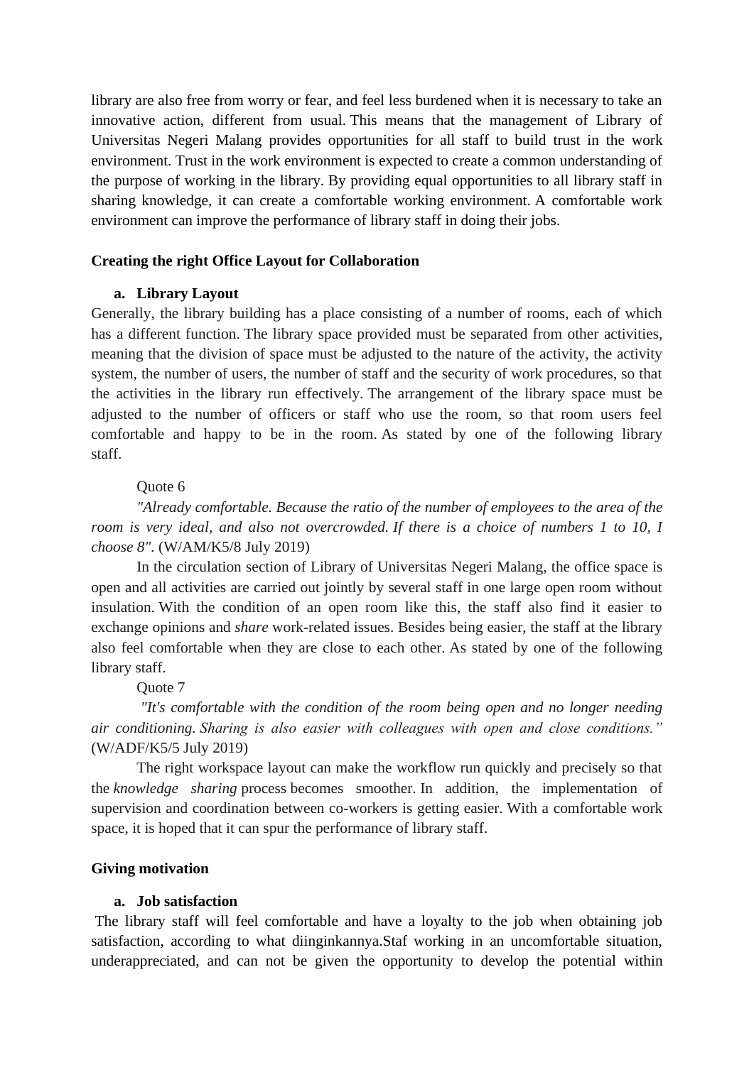library are also free from worry or fear, and feel less burdened when it is necessary to take an innovative action, different from usual. This means that the management of Library of Universitas Negeri Malang provides opportunities for all staff to build trust in the work environment. Trust in the work environment is expected to create a common understanding of the purpose of working in the library. By providing equal opportunities to all library staff in sharing knowledge, it can create a comfortable working environment. A comfortable work environment can improve the performance of library staff in doing their jobs.

**Creating the right Office Layout for Collaboration**

**a. Library Layout**

Generally, the library building has a place consisting of a number of rooms, each of which has a different function. The library space provided must be separated from other activities, meaning that the division of space must be adjusted to the nature of the activity, the activity system, the number of users, the number of staff and the security of work procedures, so that the activities in the library run effectively. The arrangement of the library space must be adjusted to the number of officers or staff who use the room, so that room users feel comfortable and happy to be in the room. As stated by one of the following library staff.

Quote 6

*"Already comfortable. Because the ratio of the number of employees to the area of the room is very ideal, and also not overcrowded. If there is a choice of numbers 1 to 10, I choose 8".* (W/AM/K5/8 July 2019)

In the circulation section of Library of Universitas Negeri Malang, the office space is open and all activities are carried out jointly by several staff in one large open room without insulation. With the condition of an open room like this, the staff also find it easier to exchange opinions and *share* work-related issues. Besides being easier, the staff at the library also feel comfortable when they are close to each other. As stated by one of the following library staff.

Quote 7

*"It's comfortable with the condition of the room being open and no longer needing air conditioning. Sharing is also easier with colleagues with open and close conditions."* (W/ADF/K5/5 July 2019)

The right workspace layout can make the workflow run quickly and precisely so that the *knowledge sharing* process becomes smoother. In addition, the implementation of supervision and coordination between co-workers is getting easier. With a comfortable work space, it is hoped that it can spur the performance of library staff.

**Giving motivation**

**a. Job satisfaction**

The library staff will feel comfortable and have a loyalty to the job when obtaining job satisfaction, according to what diinginkannya.Staf working in an uncomfortable situation, underappreciated, and can not be given the opportunity to develop the potential within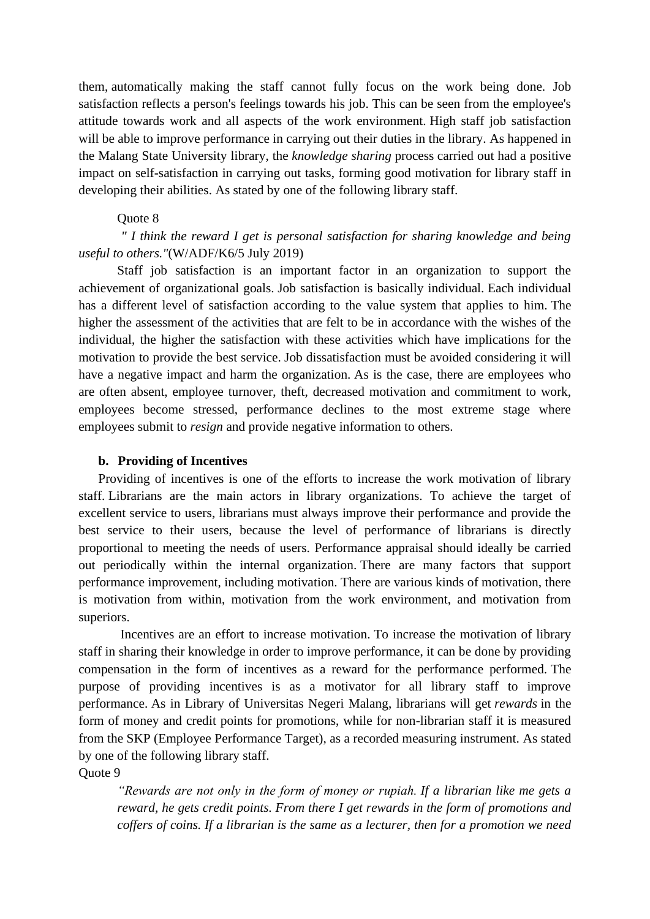them, automatically making the staff cannot fully focus on the work being done. Job satisfaction reflects a person's feelings towards his job. This can be seen from the employee's attitude towards work and all aspects of the work environment. High staff job satisfaction will be able to improve performance in carrying out their duties in the library. As happened in the Malang State University library, the *knowledge sharing* process carried out had a positive impact on self-satisfaction in carrying out tasks, forming good motivation for library staff in developing their abilities. As stated by one of the following library staff.

Quote 8

*" I think the reward I get is personal satisfaction for sharing knowledge and being useful to others."*(W/ADF/K6/5 July 2019)

Staff job satisfaction is an important factor in an organization to support the achievement of organizational goals. Job satisfaction is basically individual. Each individual has a different level of satisfaction according to the value system that applies to him. The higher the assessment of the activities that are felt to be in accordance with the wishes of the individual, the higher the satisfaction with these activities which have implications for the motivation to provide the best service. Job dissatisfaction must be avoided considering it will have a negative impact and harm the organization. As is the case, there are employees who are often absent, employee turnover, theft, decreased motivation and commitment to work, employees become stressed, performance declines to the most extreme stage where employees submit to *resign* and provide negative information to others.

**b. Providing of Incentives**

Providing of incentives is one of the efforts to increase the work motivation of library staff. Librarians are the main actors in library organizations. To achieve the target of excellent service to users, librarians must always improve their performance and provide the best service to their users, because the level of performance of librarians is directly proportional to meeting the needs of users. Performance appraisal should ideally be carried out periodically within the internal organization. There are many factors that support performance improvement, including motivation. There are various kinds of motivation, there is motivation from within, motivation from the work environment, and motivation from superiors.

Incentives are an effort to increase motivation. To increase the motivation of library staff in sharing their knowledge in order to improve performance, it can be done by providing compensation in the form of incentives as a reward for the performance performed. The purpose of providing incentives is as a motivator for all library staff to improve performance. As in Library of Universitas Negeri Malang, librarians will get *rewards* in the form of money and credit points for promotions, while for non-librarian staff it is measured from the SKP (Employee Performance Target), as a recorded measuring instrument. As stated by one of the following library staff.

Quote 9

*"Rewards are not only in the form of money or rupiah. If a librarian like me gets a reward, he gets credit points. From there I get rewards in the form of promotions and coffers of coins. If a librarian is the same as a lecturer, then for a promotion we need*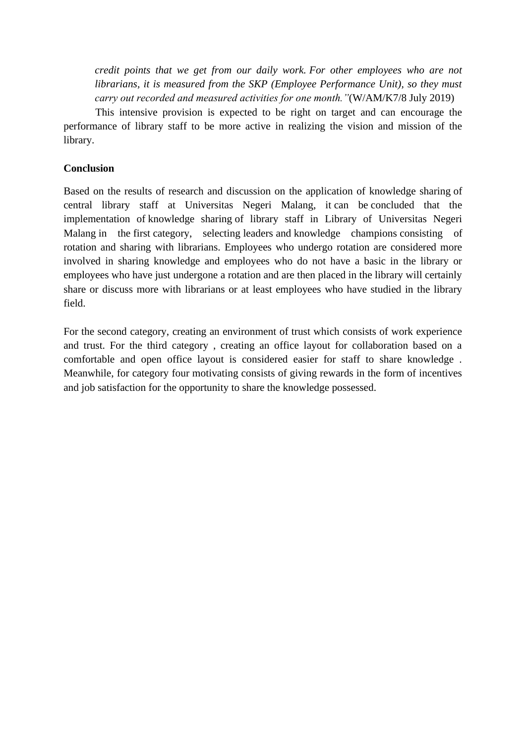*credit points that we get from our daily work. For other employees who are not librarians, it is measured from the SKP (Employee Performance Unit), so they must carry out recorded and measured activities for one month."*(W/AM/K7/8 July 2019)

This intensive provision is expected to be right on target and can encourage the performance of library staff to be more active in realizing the vision and mission of the library.

**Conclusion**

Based on the results of research and discussion on the application of knowledge sharing of central library staff at Universitas Negeri Malang, it can be concluded that the implementation of knowledge sharing of library staff in Library of Universitas Negeri Malang in the first category, selecting leaders and knowledge champions consisting of rotation and sharing with librarians. Employees who undergo rotation are considered more involved in sharing knowledge and employees who do not have a basic in the library or employees who have just undergone a rotation and are then placed in the library will certainly share or discuss more with librarians or at least employees who have studied in the library field.

For the second category, creating an environment of trust which consists of work experience and trust. For the third category , creating an office layout for collaboration based on a comfortable and open office layout is considered easier for staff to share knowledge . Meanwhile, for category four motivating consists of giving rewards in the form of incentives and job satisfaction for the opportunity to share the knowledge possessed.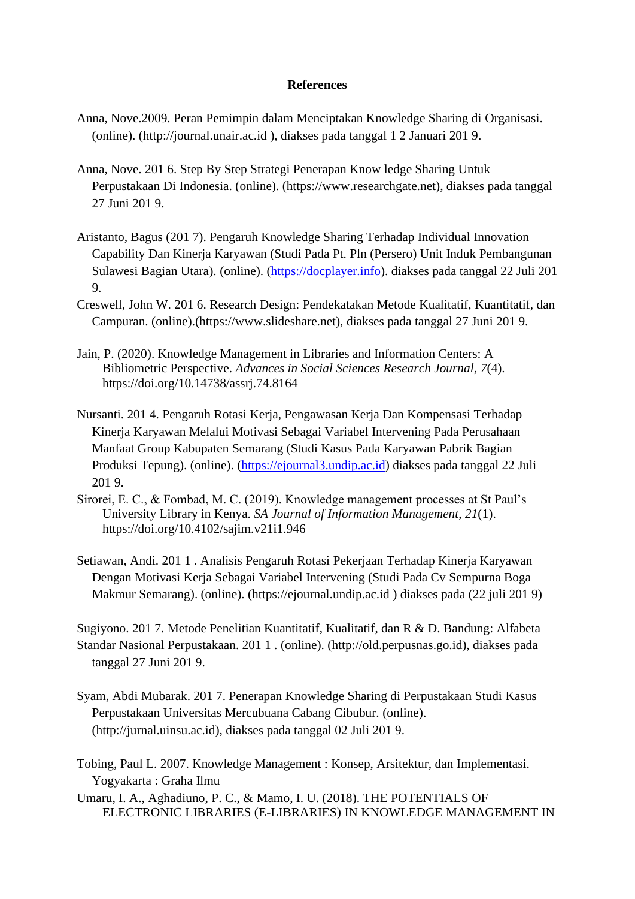**References**

Anna, Nove.2009. Peran Pemimpin dalam Menciptakan Knowledge Sharing di Organisasi. (online). (http://journal.unair.ac.id ), diakses pada tanggal 1 2 Januari 201 9.

Anna, Nove. 201 6. Step By Step Strategi Penerapan Know ledge Sharing Untuk Perpustakaan Di Indonesia. (online). (https://www.researchgate.net), diakses pada tanggal 27 Juni 201 9.

Aristanto, Bagus (201 7). Pengaruh Knowledge Sharing Terhadap Individual Innovation Capability Dan Kinerja Karyawan (Studi Pada Pt. Pln (Persero) Unit Induk Pembangunan Sulawesi Bagian Utara). (online). (https://docplayer.info). diakses pada tanggal 22 Juli 201 9.

Creswell, John W. 201 6. Research Design: Pendekatakan Metode Kualitatif, Kuantitatif, dan Campuran. (online).(https://www.slideshare.net), diakses pada tanggal 27 Juni 201 9.

Jain, P. (2020). Knowledge Management in Libraries and Information Centers: A Bibliometric Perspective. *Advances in Social Sciences Research Journal*, *7*(4). https://doi.org/10.14738/assrj.74.8164

Nursanti. 201 4. Pengaruh Rotasi Kerja, Pengawasan Kerja Dan Kompensasi Terhadap Kinerja Karyawan Melalui Motivasi Sebagai Variabel Intervening Pada Perusahaan Manfaat Group Kabupaten Semarang (Studi Kasus Pada Karyawan Pabrik Bagian Produksi Tepung). (online). (https://ejournal3.undip.ac.id) diakses pada tanggal 22 Juli 201 9.

Sirorei, E. C., & Fombad, M. C. (2019). Knowledge management processes at St Paul's University Library in Kenya. *SA Journal of Information Management*, *21*(1). https://doi.org/10.4102/sajim.v21i1.946

Setiawan, Andi. 201 1 . Analisis Pengaruh Rotasi Pekerjaan Terhadap Kinerja Karyawan Dengan Motivasi Kerja Sebagai Variabel Intervening (Studi Pada Cv Sempurna Boga Makmur Semarang). (online). (https://ejournal.undip.ac.id ) diakses pada (22 juli 201 9)

Sugiyono. 201 7. Metode Penelitian Kuantitatif, Kualitatif, dan R & D. Bandung: Alfabeta

Standar Nasional Perpustakaan. 201 1 . (online). (http://old.perpusnas.go.id), diakses pada tanggal 27 Juni 201 9.

Syam, Abdi Mubarak. 201 7. Penerapan Knowledge Sharing di Perpustakaan Studi Kasus Perpustakaan Universitas Mercubuana Cabang Cibubur. (online). (http://jurnal.uinsu.ac.id), diakses pada tanggal 02 Juli 201 9.

Tobing, Paul L. 2007. Knowledge Management : Konsep, Arsitektur, dan Implementasi. Yogyakarta : Graha Ilmu

Umaru, I. A., Aghadiuno, P. C., & Mamo, I. U. (2018). THE POTENTIALS OF ELECTRONIC LIBRARIES (E-LIBRARIES) IN KNOWLEDGE MANAGEMENT IN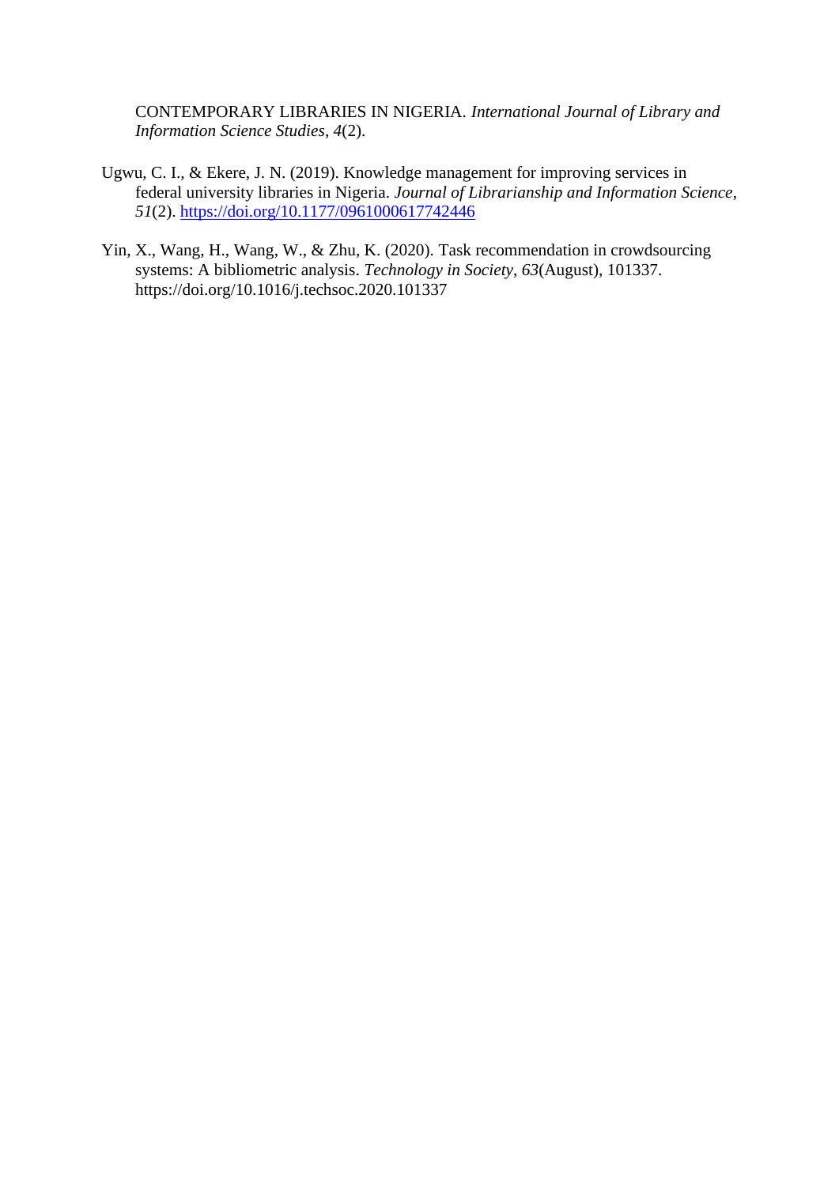CONTEMPORARY LIBRARIES IN NIGERIA. *International Journal of Library and Information Science Studies*, *4*(2).

Ugwu, C. I., & Ekere, J. N. (2019). Knowledge management for improving services in federal university libraries in Nigeria. *Journal of Librarianship and Information Science*, *51*(2). https://doi.org/10.1177/0961000617742446

Yin, X., Wang, H., Wang, W., & Zhu, K. (2020). Task recommendation in crowdsourcing systems: A bibliometric analysis. *Technology in Society*, *63*(August), 101337. https://doi.org/10.1016/j.techsoc.2020.101337